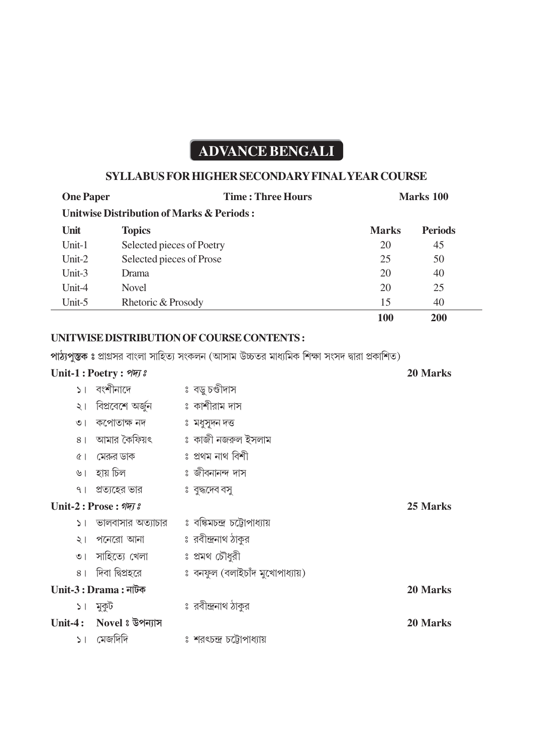# ADVANCE BENGALI

## SYLLABUS FOR HIGHER SECONDARY FINAL YEAR COURSE

**One Paper** | **Time : Three Hours** | **Marks 100**

**Unitwise Distribution of Marks & Periods :**

| Unit | Topics | Marks | Periods |
|---|---|---|---|
| Unit-1 | Selected pieces of Poetry | 20 | 45 |
| Unit-2 | Selected pieces of Prose | 25 | 50 |
| Unit-3 | Drama | 20 | 40 |
| Unit-4 | Novel | 20 | 25 |
| Unit-5 | Rhetoric & Prosody | 15 | 40 |
| | | **100** | **200** |

### UNITWISE DISTRIBUTION OF COURSE CONTENTS :

**পাঠ্যপুস্তক ঃ** প্রাগ্রসর বাংলা সাহিত্য সংকলন (আসাম উচ্চতর মাধ্যমিক শিক্ষা সংসদ দ্বারা প্রকাশিত)

**Unit-1 : Poetry :** *পদ্য ঃ* — **20 Marks**

১। বংশীনাদে ঃ বড়ু চণ্ডীদাস
২। বিপ্রবেশে অর্জুন ঃ কাশীরাম দাস
৩। কপোতাক্ষ নদ ঃ মধুসূদন দত্ত
৪। আমার কৈফিয়ৎ ঃ কাজী নজরুল ইসলাম
৫। মেরুর ডাক ঃ প্রথম নাথ বিশী
৬। হায় চিল ঃ জীবনানন্দ দাস
৭। প্রত্যহের ভার ঃ বুদ্ধদেব বসু

**Unit-2 : Prose :** *গদ্য ঃ* — **25 Marks**

১। ভালবাসার অত্যাচার ঃ বঙ্কিমচন্দ্র চট্টোপাধ্যায়
২। পনেরো আনা ঃ রবীন্দ্রনাথ ঠাকুর
৩। সাহিত্যে খেলা ঃ প্রমথ চৌধুরী
৪। দিবা দ্বিপ্রহরে ঃ বনফুল (বলাইচাঁদ মুখোপাধ্যায়)

**Unit-3 : Drama : নাটক** — **20 Marks**

১। মুকুট ঃ রবীন্দ্রনাথ ঠাকুর

**Unit-4 : Novel ঃ উপন্যাস** — **20 Marks**

১। মেজদিদি ঃ শরৎচন্দ্র চট্টোপাধ্যায়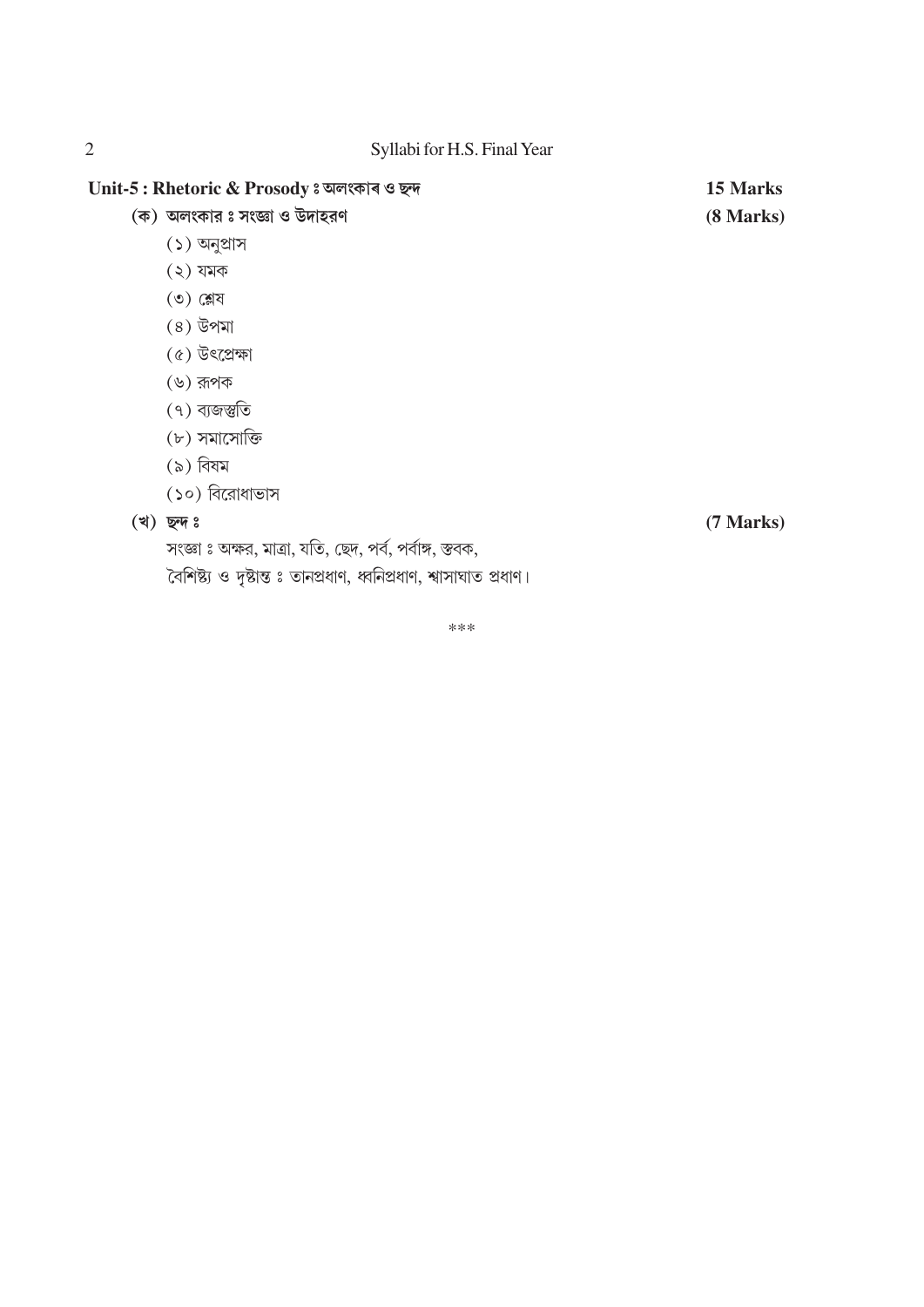## Unit-5 : Rhetoric & Prosody ঃ অলংকাৰ ও ছন্দ — 15 Marks

### (ক) অলংকার ঃ সংজ্ঞা ও উদাহরণ — (8 Marks)

(১) অনুপ্রাস

(২) যমক

(৩) শ্লেষ

(৪) উপমা

(৫) উৎপ্রেক্ষা

(৬) রূপক

(৭) ব্যজস্তুতি

(৮) সমাসোক্তি

(৯) বিষম

(১০) বিরোধাভাস

### (খ) ছন্দ ঃ — (7 Marks)

সংজ্ঞা ঃ অক্ষর, মাত্রা, যতি, ছেদ, পর্ব, পর্বাঙ্গ, স্তবক,

বৈশিষ্ট্য ও দৃষ্টান্ত ঃ তানপ্রধাণ, ধ্বনিপ্রধাণ, শ্বাসাঘাত প্রধাণ।

\*\*\*